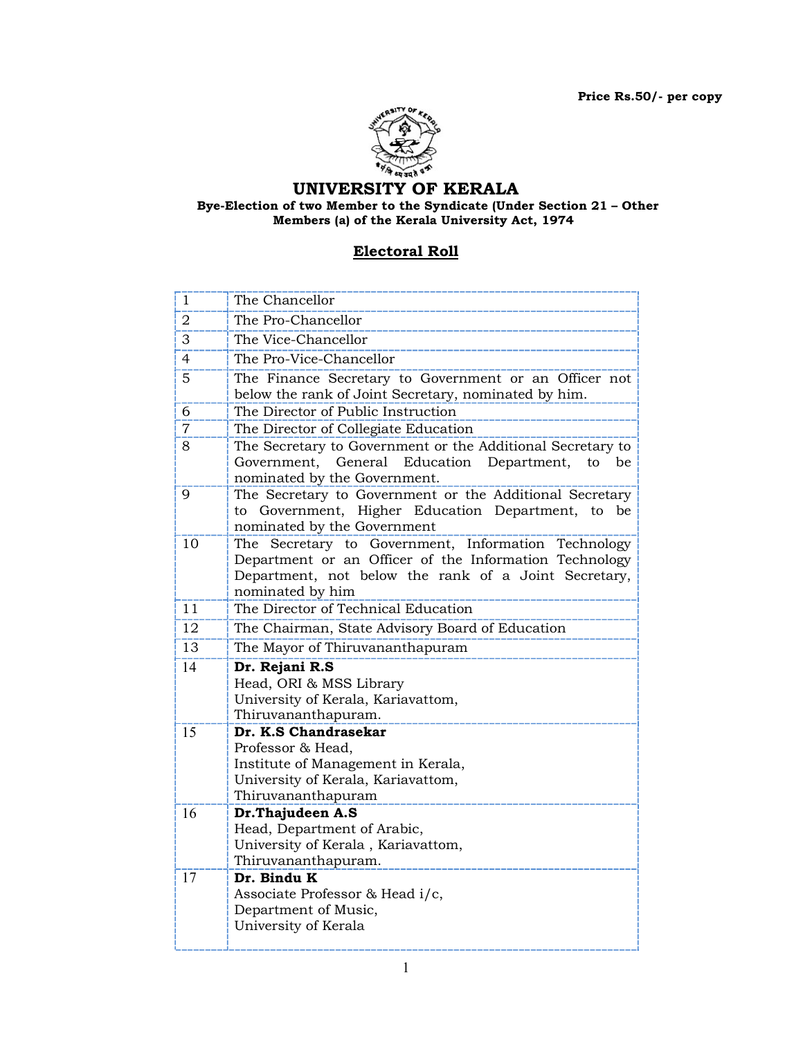Price Rs.50/- per copy

# UNIVERSITY OF KERALA

**Bye-Election of two Member to the Syndicate (Under Section 21 – Other Members (a) of the Kerala University Act, 1974**

## Electoral Roll

| | |
|---|---|
| 1 | The Chancellor |
| 2 | The Pro-Chancellor |
| 3 | The Vice-Chancellor |
| 4 | The Pro-Vice-Chancellor |
| 5 | The Finance Secretary to Government or an Officer not below the rank of Joint Secretary, nominated by him. |
| 6 | The Director of Public Instruction |
| 7 | The Director of Collegiate Education |
| 8 | The Secretary to Government or the Additional Secretary to Government, General Education Department, to be nominated by the Government. |
| 9 | The Secretary to Government or the Additional Secretary to Government, Higher Education Department, to be nominated by the Government |
| 10 | The Secretary to Government, Information Technology Department or an Officer of the Information Technology Department, not below the rank of a Joint Secretary, nominated by him |
| 11 | The Director of Technical Education |
| 12 | The Chairman, State Advisory Board of Education |
| 13 | The Mayor of Thiruvananthapuram |
| 14 | **Dr. Rejani R.S**<br>Head, ORI & MSS Library<br>University of Kerala, Kariavattom,<br>Thiruvananthapuram. |
| 15 | **Dr. K.S Chandrasekar**<br>Professor & Head,<br>Institute of Management in Kerala,<br>University of Kerala, Kariavattom,<br>Thiruvananthapuram |
| 16 | **Dr.Thajudeen A.S**<br>Head, Department of Arabic,<br>University of Kerala , Kariavattom,<br>Thiruvananthapuram. |
| 17 | **Dr. Bindu K**<br>Associate Professor & Head i/c,<br>Department of Music,<br>University of Kerala |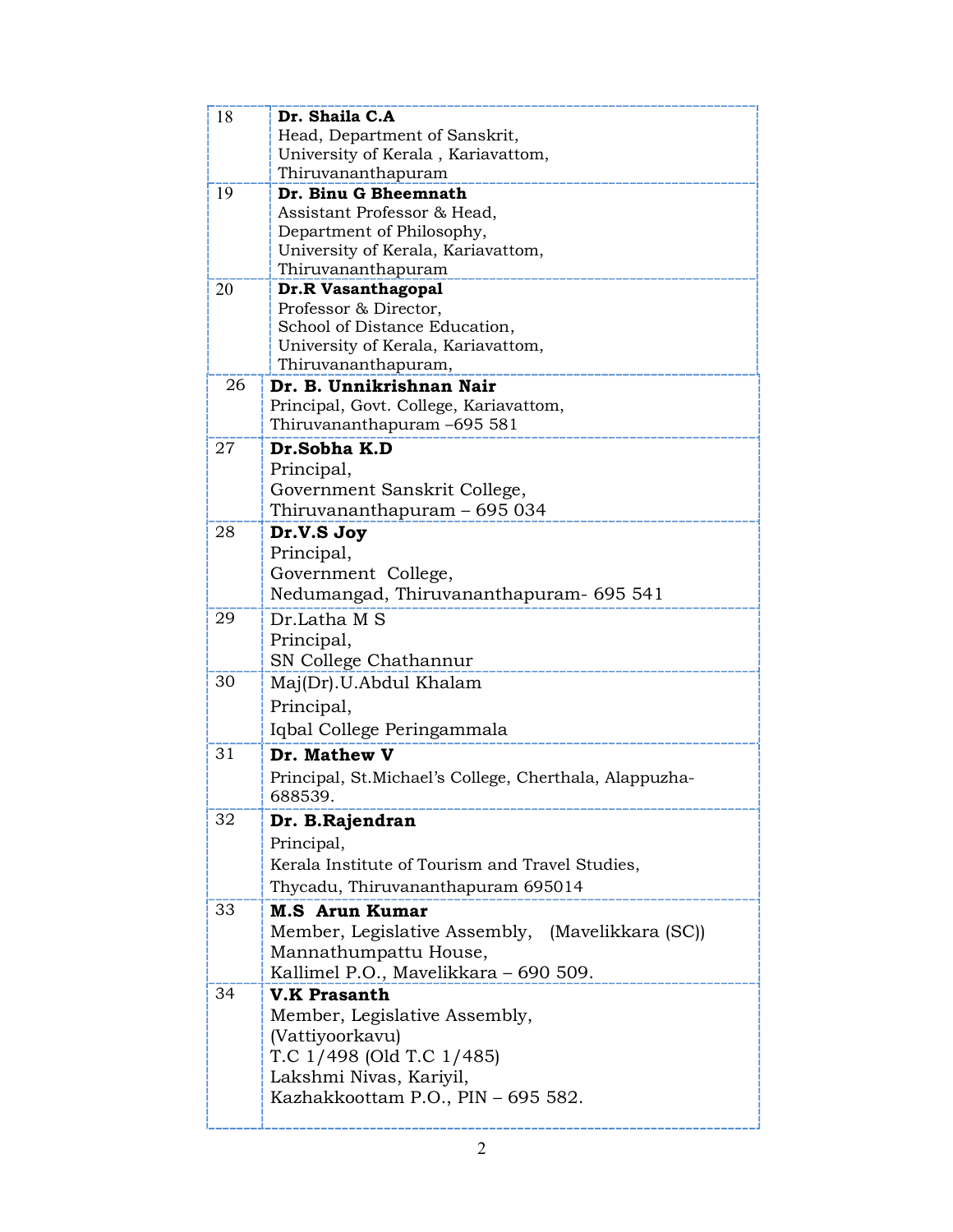| | |
|---|---|
| 18 | **Dr. Shaila C.A**<br>Head, Department of Sanskrit,<br>University of Kerala , Kariavattom,<br>Thiruvananthapuram |
| 19 | **Dr. Binu G Bheemnath**<br>Assistant Professor & Head,<br>Department of Philosophy,<br>University of Kerala, Kariavattom,<br>Thiruvananthapuram |
| 20 | **Dr.R Vasanthagopal**<br>Professor & Director,<br>School of Distance Education,<br>University of Kerala, Kariavattom,<br>Thiruvananthapuram, |
| 26 | **Dr. B. Unnikrishnan Nair**<br>Principal, Govt. College, Kariavattom,<br>Thiruvananthapuram –695 581 |
| 27 | **Dr.Sobha K.D**<br>Principal,<br>Government Sanskrit College,<br>Thiruvananthapuram – 695 034 |
| 28 | **Dr.V.S Joy**<br>Principal,<br>Government College,<br>Nedumangad, Thiruvananthapuram- 695 541 |
| 29 | Dr.Latha M S<br>Principal,<br>SN College Chathannur |
| 30 | Maj(Dr).U.Abdul Khalam<br>Principal,<br>Iqbal College Peringammala |
| 31 | **Dr. Mathew V**<br>Principal, St.Michael's College, Cherthala, Alappuzha-688539. |
| 32 | **Dr. B.Rajendran**<br>Principal,<br>Kerala Institute of Tourism and Travel Studies,<br>Thycadu, Thiruvananthapuram 695014 |
| 33 | **M.S Arun Kumar**<br>Member, Legislative Assembly, (Mavelikkara (SC))<br>Mannathumpattu House,<br>Kallimel P.O., Mavelikkara – 690 509. |
| 34 | **V.K Prasanth**<br>Member, Legislative Assembly,<br>(Vattiyoorkavu)<br>T.C 1/498 (Old T.C 1/485)<br>Lakshmi Nivas, Kariyil,<br>Kazhakkoottam P.O., PIN – 695 582. |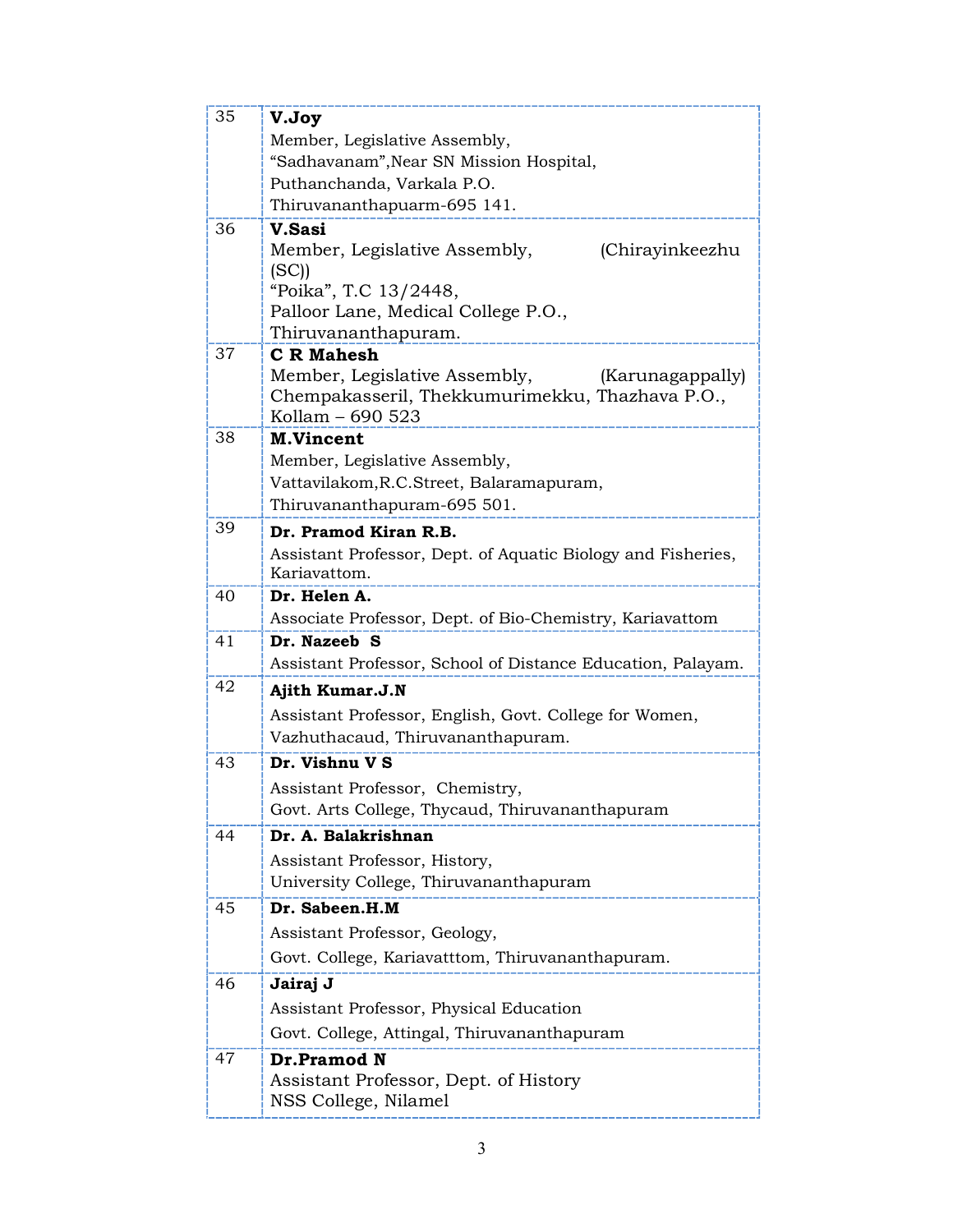| | |
|---|---|
| 35 | **V.Joy**<br>Member, Legislative Assembly,<br>"Sadhavanam",Near SN Mission Hospital,<br>Puthanchanda, Varkala P.O.<br>Thiruvananthapuarm-695 141. |
| 36 | **V.Sasi**<br>Member, Legislative Assembly, (Chirayinkeezhu (SC))<br>"Poika", T.C 13/2448,<br>Palloor Lane, Medical College P.O.,<br>Thiruvananthapuram. |
| 37 | **C R Mahesh**<br>Member, Legislative Assembly, (Karunagappally)<br>Chempakasseril, Thekkumurimekku, Thazhava P.O.,<br>Kollam – 690 523 |
| 38 | **M.Vincent**<br>Member, Legislative Assembly,<br>Vattavilakom,R.C.Street, Balaramapuram,<br>Thiruvananthapuram-695 501. |
| 39 | **Dr. Pramod Kiran R.B.**<br>Assistant Professor, Dept. of Aquatic Biology and Fisheries, Kariavattom. |
| 40 | **Dr. Helen A.**<br>Associate Professor, Dept. of Bio-Chemistry, Kariavattom |
| 41 | **Dr. Nazeeb S**<br>Assistant Professor, School of Distance Education, Palayam. |
| 42 | **Ajith Kumar.J.N**<br>Assistant Professor, English, Govt. College for Women,<br>Vazhuthacaud, Thiruvananthapuram. |
| 43 | **Dr. Vishnu V S**<br>Assistant Professor, Chemistry,<br>Govt. Arts College, Thycaud, Thiruvananthapuram |
| 44 | **Dr. A. Balakrishnan**<br>Assistant Professor, History,<br>University College, Thiruvananthapuram |
| 45 | **Dr. Sabeen.H.M**<br>Assistant Professor, Geology,<br>Govt. College, Kariavatttom, Thiruvananthapuram. |
| 46 | **Jairaj J**<br>Assistant Professor, Physical Education<br>Govt. College, Attingal, Thiruvananthapuram |
| 47 | **Dr.Pramod N**<br>Assistant Professor, Dept. of History<br>NSS College, Nilamel |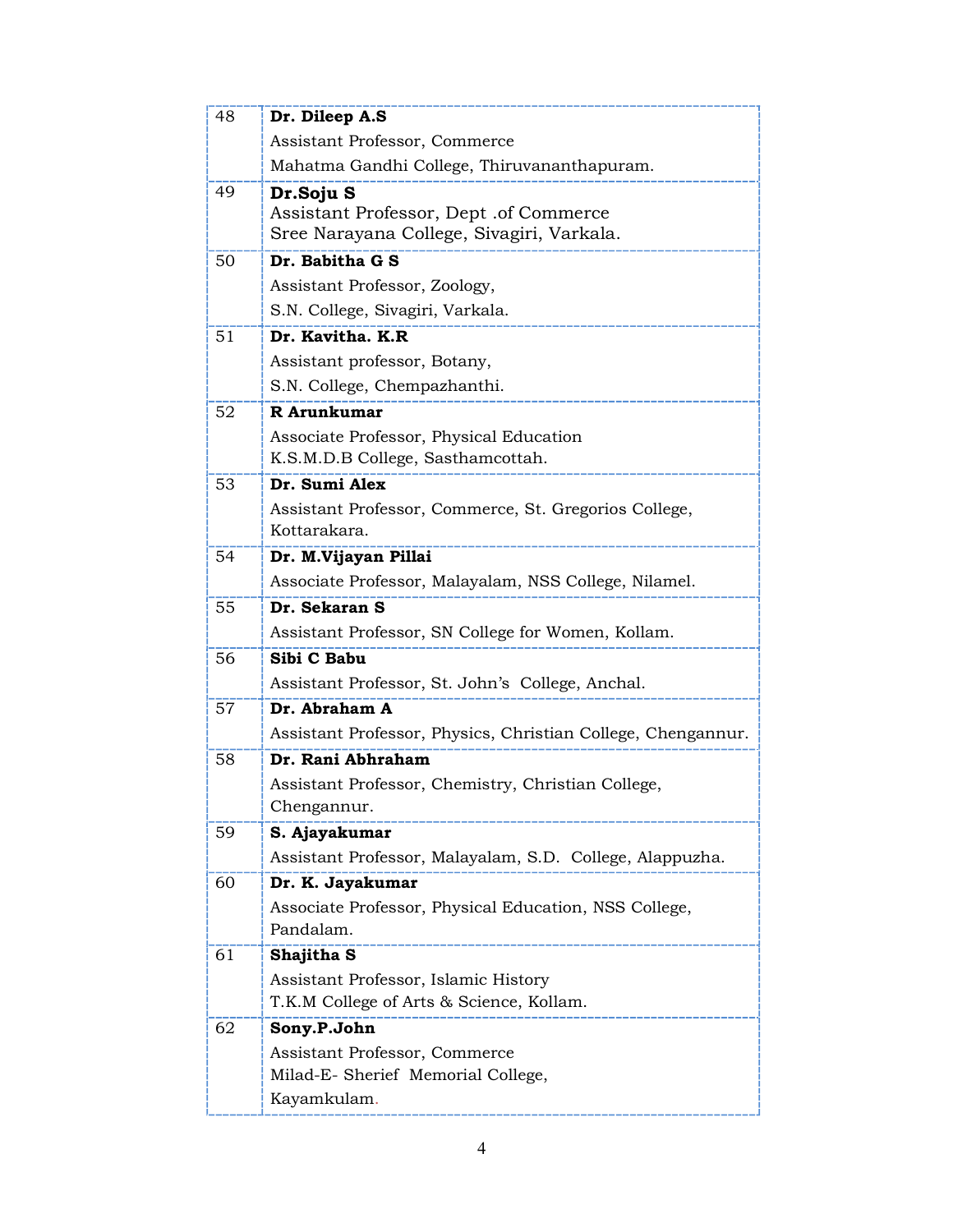| | |
|---|---|
| 48 | **Dr. Dileep A.S**<br>Assistant Professor, Commerce<br>Mahatma Gandhi College, Thiruvananthapuram. |
| 49 | **Dr.Soju S**<br>Assistant Professor, Dept .of Commerce<br>Sree Narayana College, Sivagiri, Varkala. |
| 50 | **Dr. Babitha G S**<br>Assistant Professor, Zoology,<br>S.N. College, Sivagiri, Varkala. |
| 51 | **Dr. Kavitha. K.R**<br>Assistant professor, Botany,<br>S.N. College, Chempazhanthi. |
| 52 | **R Arunkumar**<br>Associate Professor, Physical Education<br>K.S.M.D.B College, Sasthamcottah. |
| 53 | **Dr. Sumi Alex**<br>Assistant Professor, Commerce, St. Gregorios College, Kottarakara. |
| 54 | **Dr. M.Vijayan Pillai**<br>Associate Professor, Malayalam, NSS College, Nilamel. |
| 55 | **Dr. Sekaran S**<br>Assistant Professor, SN College for Women, Kollam. |
| 56 | **Sibi C Babu**<br>Assistant Professor, St. John's College, Anchal. |
| 57 | **Dr. Abraham A**<br>Assistant Professor, Physics, Christian College, Chengannur. |
| 58 | **Dr. Rani Abhraham**<br>Assistant Professor, Chemistry, Christian College, Chengannur. |
| 59 | **S. Ajayakumar**<br>Assistant Professor, Malayalam, S.D. College, Alappuzha. |
| 60 | **Dr. K. Jayakumar**<br>Associate Professor, Physical Education, NSS College, Pandalam. |
| 61 | **Shajitha S**<br>Assistant Professor, Islamic History<br>T.K.M College of Arts & Science, Kollam. |
| 62 | **Sony.P.John**<br>Assistant Professor, Commerce<br>Milad-E- Sherief Memorial College,<br>Kayamkulam. |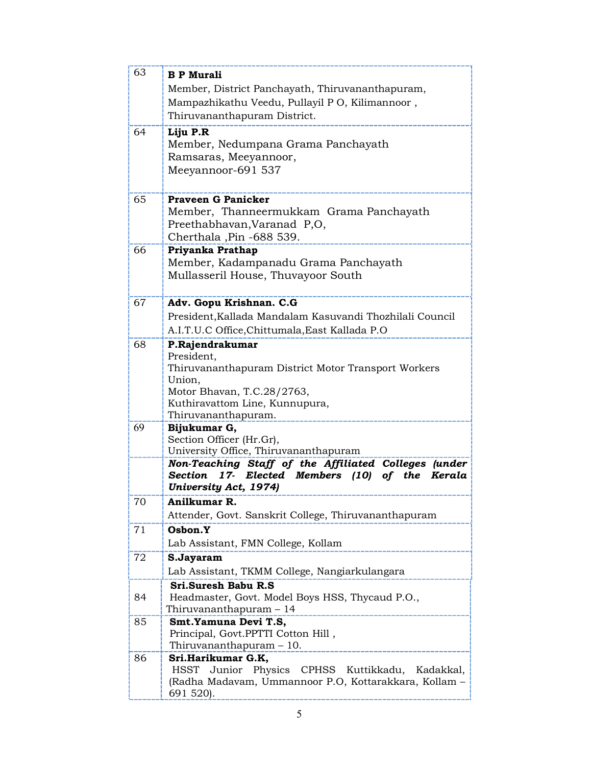| | |
|---|---|
| 63 | **B P Murali**<br>Member, District Panchayath, Thiruvananthapuram,<br>Mampazhikathu Veedu, Pullayil P O, Kilimannoor ,<br>Thiruvananthapuram District. |
| 64 | **Liju P.R**<br>Member, Nedumpana Grama Panchayath<br>Ramsaras, Meeyannoor,<br>Meeyannoor-691 537 |
| 65 | **Praveen G Panicker**<br>Member, Thanneermukkam Grama Panchayath<br>Preethabhavan,Varanad P,O,<br>Cherthala ,Pin -688 539. |
| 66 | **Priyanka Prathap**<br>Member, Kadampanadu Grama Panchayath<br>Mullasseril House, Thuvayoor South |
| 67 | **Adv. Gopu Krishnan. C.G**<br>President,Kallada Mandalam Kasuvandi Thozhilali Council<br>A.I.T.U.C Office,Chittumala,East Kallada P.O |
| 68 | **P.Rajendrakumar**<br>President,<br>Thiruvananthapuram District Motor Transport Workers Union,<br>Motor Bhavan, T.C.28/2763,<br>Kuthiravattom Line, Kunnupura,<br>Thiruvananthapuram. |
| 69 | **Bijukumar G,**<br>Section Officer (Hr.Gr),<br>University Office, Thiruvananthapuram |
| | ***Non-Teaching Staff of the Affiliated Colleges (under Section 17- Elected Members (10) of the Kerala University Act, 1974)*** |
| 70 | **Anilkumar R.**<br>Attender, Govt. Sanskrit College, Thiruvananthapuram |
| 71 | **Osbon.Y**<br>Lab Assistant, FMN College, Kollam |
| 72 | **S.Jayaram**<br>Lab Assistant, TKMM College, Nangiarkulangara |
| 84 | **Sri.Suresh Babu R.S**<br>Headmaster, Govt. Model Boys HSS, Thycaud P.O.,<br>Thiruvananthapuram – 14 |
| 85 | **Smt.Yamuna Devi T.S,**<br>Principal, Govt.PPTTI Cotton Hill ,<br>Thiruvananthapuram – 10. |
| 86 | **Sri.Harikumar G.K,**<br>HSST Junior Physics CPHSS Kuttikkadu, Kadakkal, (Radha Madavam, Ummannoor P.O, Kottarakkara, Kollam – 691 520). |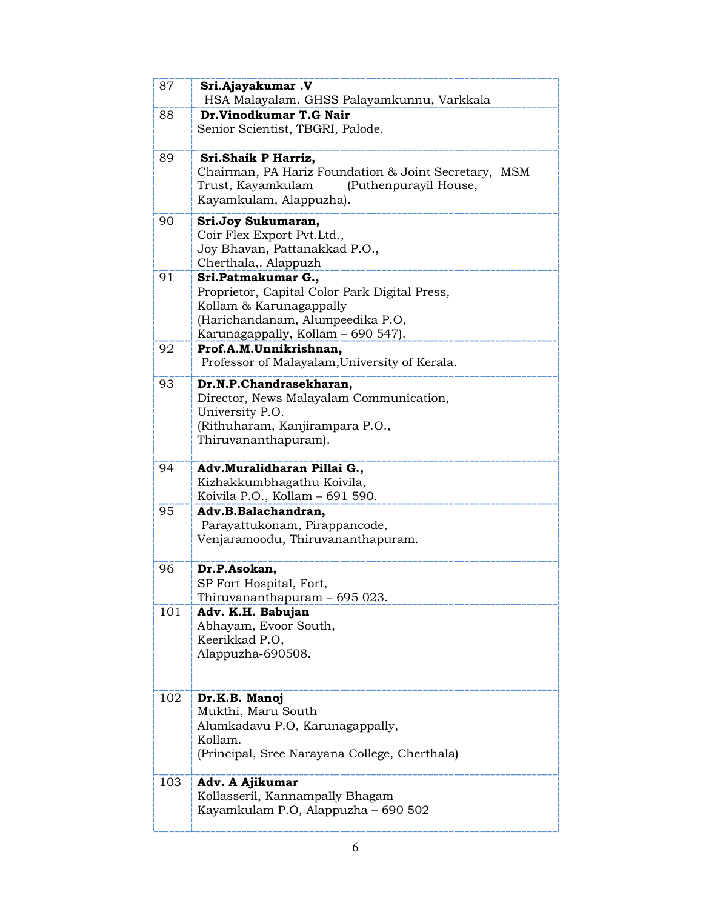| | |
|---|---|
| 87 | **Sri.Ajayakumar .V**<br>HSA Malayalam. GHSS Palayamkunnu, Varkkala |
| 88 | **Dr.Vinodkumar T.G Nair**<br>Senior Scientist, TBGRI, Palode. |
| 89 | **Sri.Shaik P Harriz,**<br>Chairman, PA Hariz Foundation & Joint Secretary, MSM Trust, Kayamkulam (Puthenpurayil House, Kayamkulam, Alappuzha). |
| 90 | **Sri.Joy Sukumaran,**<br>Coir Flex Export Pvt.Ltd.,<br>Joy Bhavan, Pattanakkad P.O.,<br>Cherthala,. Alappuzh |
| 91 | **Sri.Patmakumar G.,**<br>Proprietor, Capital Color Park Digital Press, Kollam & Karunagappally<br>(Harichandanam, Alumpeedika P.O, Karunagappally, Kollam – 690 547). |
| 92 | **Prof.A.M.Unnikrishnan,**<br>Professor of Malayalam,University of Kerala. |
| 93 | **Dr.N.P.Chandrasekharan,**<br>Director, News Malayalam Communication, University P.O.<br>(Rithuharam, Kanjirampara P.O., Thiruvananthapuram). |
| 94 | **Adv.Muralidharan Pillai G.,**<br>Kizhakkumbhagathu Koivila,<br>Koivila P.O., Kollam – 691 590. |
| 95 | **Adv.B.Balachandran,**<br>Parayattukonam, Pirappancode,<br>Venjaramoodu, Thiruvananthapuram. |
| 96 | **Dr.P.Asokan,**<br>SP Fort Hospital, Fort,<br>Thiruvananthapuram – 695 023. |
| 101 | **Adv. K.H. Babujan**<br>Abhayam, Evoor South,<br>Keerikkad P.O,<br>Alappuzha-690508. |
| 102 | **Dr.K.B. Manoj**<br>Mukthi, Maru South<br>Alumkadavu P.O, Karunagappally,<br>Kollam.<br>(Principal, Sree Narayana College, Cherthala) |
| 103 | **Adv. A Ajikumar**<br>Kollasseril, Kannampally Bhagam<br>Kayamkulam P.O, Alappuzha – 690 502 |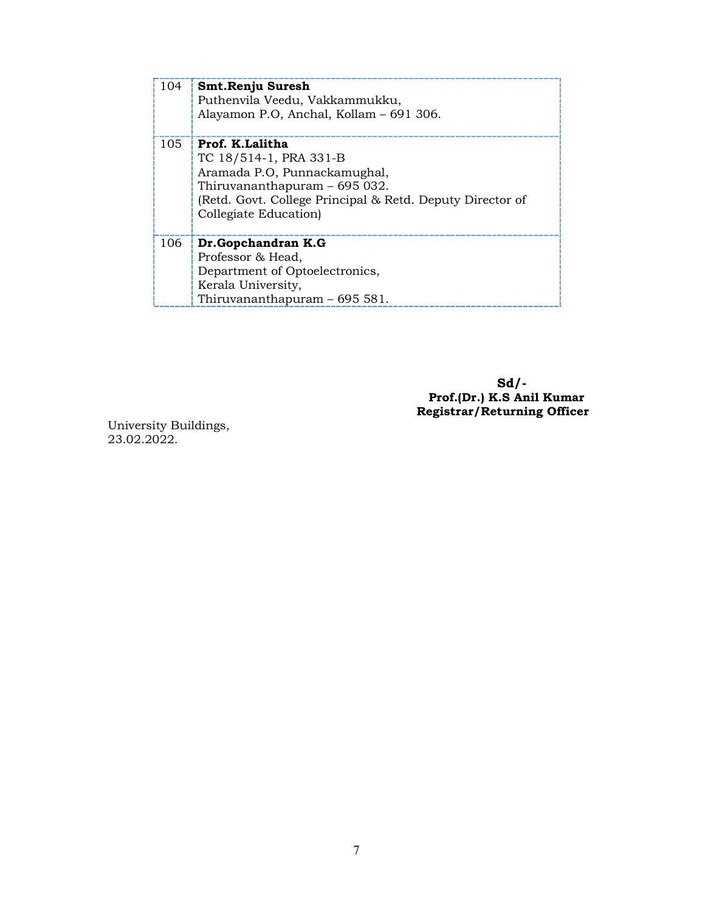| | |
|---|---|
| 104 | **Smt.Renju Suresh**<br>Puthenvila Veedu, Vakkammukku,<br>Alayamon P.O, Anchal, Kollam – 691 306. |
| 105 | **Prof. K.Lalitha**<br>TC 18/514-1, PRA 331-B<br>Aramada P.O, Punnackamughal,<br>Thiruvananthapuram – 695 032.<br>(Retd. Govt. College Principal & Retd. Deputy Director of Collegiate Education) |
| 106 | **Dr.Gopchandran K.G**<br>Professor & Head,<br>Department of Optoelectronics,<br>Kerala University,<br>Thiruvananthapuram – 695 581. |

**Sd/-**
**Prof.(Dr.) K.S Anil Kumar**
**Registrar/Returning Officer**

University Buildings,
23.02.2022.